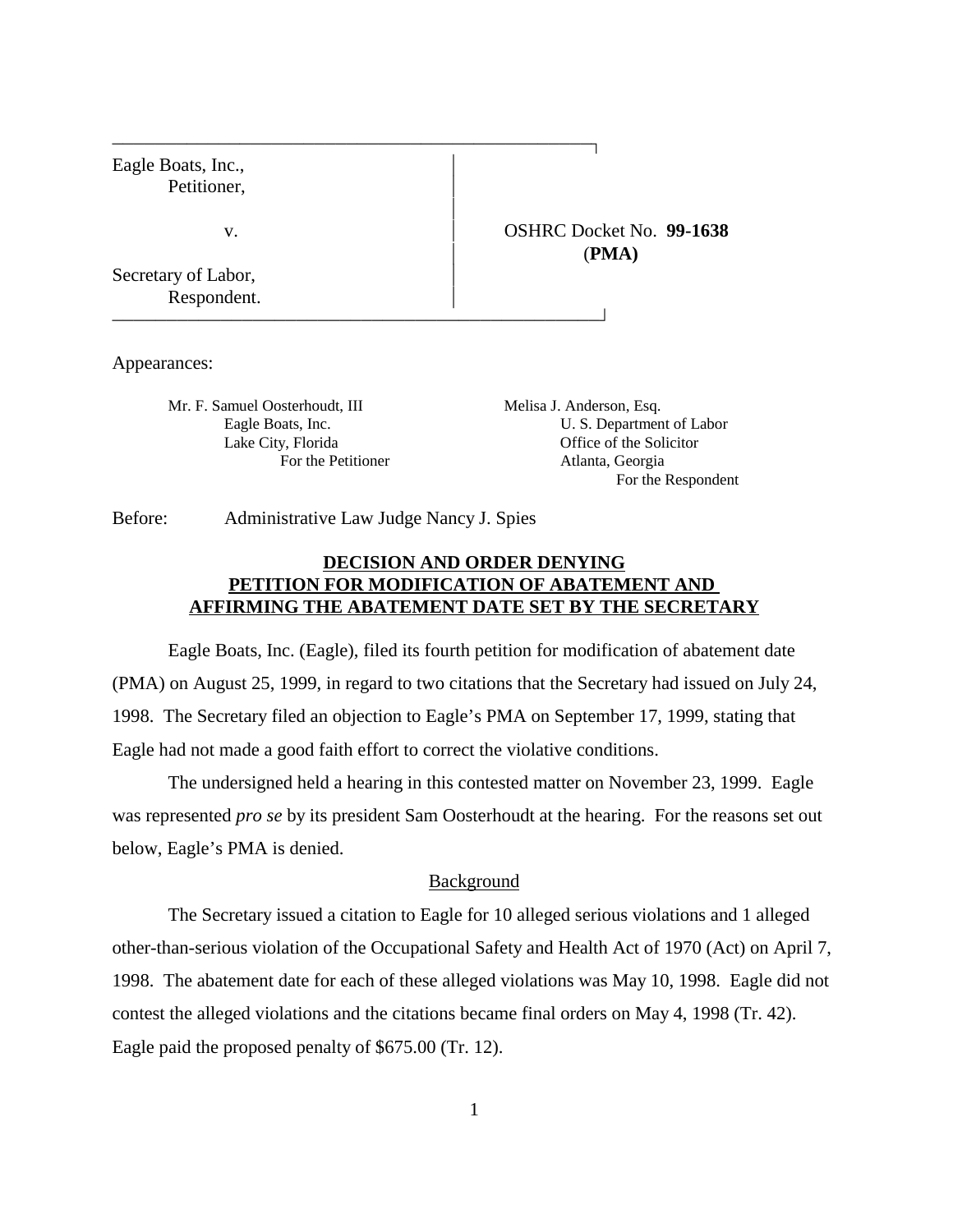| | |
|---|---|
| Eagle Boats, Inc.,<br>Petitioner,<br><br>v.<br><br>Secretary of Labor,<br>Respondent. | OSHRC Docket No. **99-1638**<br>(**PMA)** |

Appearances:

Mr. F. Samuel Oosterhoudt, III
Eagle Boats, Inc.
Lake City, Florida
For the Petitioner

Melisa J. Anderson, Esq.
U. S. Department of Labor
Office of the Solicitor
Atlanta, Georgia
For the Respondent

Before: Administrative Law Judge Nancy J. Spies

## DECISION AND ORDER DENYING PETITION FOR MODIFICATION OF ABATEMENT AND AFFIRMING THE ABATEMENT DATE SET BY THE SECRETARY

Eagle Boats, Inc. (Eagle), filed its fourth petition for modification of abatement date (PMA) on August 25, 1999, in regard to two citations that the Secretary had issued on July 24, 1998. The Secretary filed an objection to Eagle's PMA on September 17, 1999, stating that Eagle had not made a good faith effort to correct the violative conditions.

The undersigned held a hearing in this contested matter on November 23, 1999. Eagle was represented *pro se* by its president Sam Oosterhoudt at the hearing. For the reasons set out below, Eagle's PMA is denied.

### Background

The Secretary issued a citation to Eagle for 10 alleged serious violations and 1 alleged other-than-serious violation of the Occupational Safety and Health Act of 1970 (Act) on April 7, 1998. The abatement date for each of these alleged violations was May 10, 1998. Eagle did not contest the alleged violations and the citations became final orders on May 4, 1998 (Tr. 42). Eagle paid the proposed penalty of $675.00 (Tr. 12).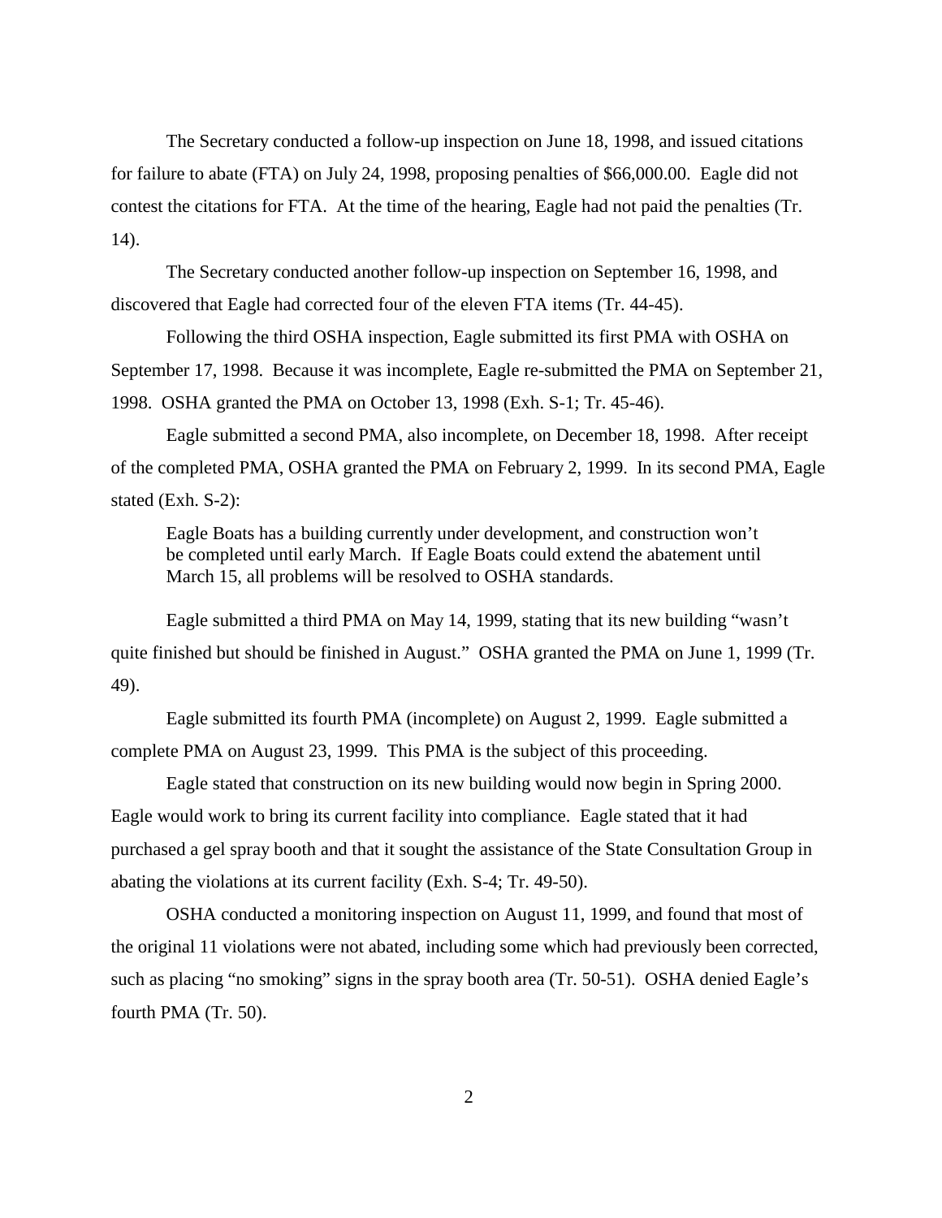The Secretary conducted a follow-up inspection on June 18, 1998, and issued citations for failure to abate (FTA) on July 24, 1998, proposing penalties of $66,000.00. Eagle did not contest the citations for FTA. At the time of the hearing, Eagle had not paid the penalties (Tr. 14).

The Secretary conducted another follow-up inspection on September 16, 1998, and discovered that Eagle had corrected four of the eleven FTA items (Tr. 44-45).

Following the third OSHA inspection, Eagle submitted its first PMA with OSHA on September 17, 1998. Because it was incomplete, Eagle re-submitted the PMA on September 21, 1998. OSHA granted the PMA on October 13, 1998 (Exh. S-1; Tr. 45-46).

Eagle submitted a second PMA, also incomplete, on December 18, 1998. After receipt of the completed PMA, OSHA granted the PMA on February 2, 1999. In its second PMA, Eagle stated (Exh. S-2):

> Eagle Boats has a building currently under development, and construction won't be completed until early March. If Eagle Boats could extend the abatement until March 15, all problems will be resolved to OSHA standards.

Eagle submitted a third PMA on May 14, 1999, stating that its new building "wasn't quite finished but should be finished in August." OSHA granted the PMA on June 1, 1999 (Tr. 49).

Eagle submitted its fourth PMA (incomplete) on August 2, 1999. Eagle submitted a complete PMA on August 23, 1999. This PMA is the subject of this proceeding.

Eagle stated that construction on its new building would now begin in Spring 2000. Eagle would work to bring its current facility into compliance. Eagle stated that it had purchased a gel spray booth and that it sought the assistance of the State Consultation Group in abating the violations at its current facility (Exh. S-4; Tr. 49-50).

OSHA conducted a monitoring inspection on August 11, 1999, and found that most of the original 11 violations were not abated, including some which had previously been corrected, such as placing "no smoking" signs in the spray booth area (Tr. 50-51). OSHA denied Eagle's fourth PMA (Tr. 50).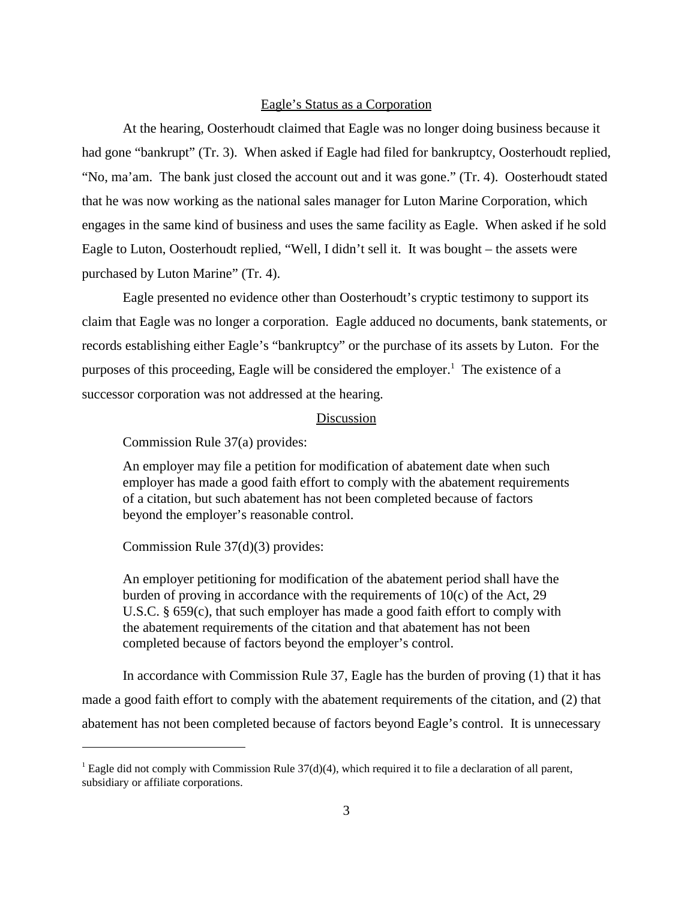Eagle's Status as a Corporation

At the hearing, Oosterhoudt claimed that Eagle was no longer doing business because it had gone "bankrupt" (Tr. 3). When asked if Eagle had filed for bankruptcy, Oosterhoudt replied, "No, ma'am. The bank just closed the account out and it was gone." (Tr. 4). Oosterhoudt stated that he was now working as the national sales manager for Luton Marine Corporation, which engages in the same kind of business and uses the same facility as Eagle. When asked if he sold Eagle to Luton, Oosterhoudt replied, "Well, I didn't sell it. It was bought – the assets were purchased by Luton Marine" (Tr. 4).

Eagle presented no evidence other than Oosterhoudt's cryptic testimony to support its claim that Eagle was no longer a corporation. Eagle adduced no documents, bank statements, or records establishing either Eagle's "bankruptcy" or the purchase of its assets by Luton. For the purposes of this proceeding, Eagle will be considered the employer.[1] The existence of a successor corporation was not addressed at the hearing.

Discussion

Commission Rule 37(a) provides:

> An employer may file a petition for modification of abatement date when such employer has made a good faith effort to comply with the abatement requirements of a citation, but such abatement has not been completed because of factors beyond the employer's reasonable control.

Commission Rule 37(d)(3) provides:

> An employer petitioning for modification of the abatement period shall have the burden of proving in accordance with the requirements of 10(c) of the Act, 29 U.S.C. § 659(c), that such employer has made a good faith effort to comply with the abatement requirements of the citation and that abatement has not been completed because of factors beyond the employer's control.

In accordance with Commission Rule 37, Eagle has the burden of proving (1) that it has made a good faith effort to comply with the abatement requirements of the citation, and (2) that abatement has not been completed because of factors beyond Eagle's control. It is unnecessary

[1] Eagle did not comply with Commission Rule 37(d)(4), which required it to file a declaration of all parent, subsidiary or affiliate corporations.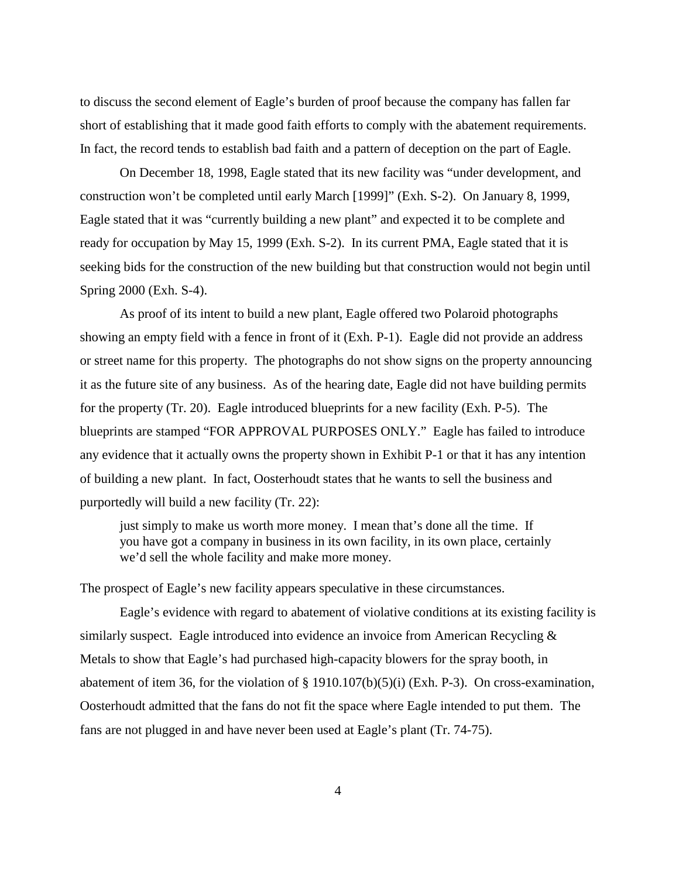to discuss the second element of Eagle's burden of proof because the company has fallen far short of establishing that it made good faith efforts to comply with the abatement requirements. In fact, the record tends to establish bad faith and a pattern of deception on the part of Eagle.

On December 18, 1998, Eagle stated that its new facility was "under development, and construction won't be completed until early March [1999]" (Exh. S-2). On January 8, 1999, Eagle stated that it was "currently building a new plant" and expected it to be complete and ready for occupation by May 15, 1999 (Exh. S-2). In its current PMA, Eagle stated that it is seeking bids for the construction of the new building but that construction would not begin until Spring 2000 (Exh. S-4).

As proof of its intent to build a new plant, Eagle offered two Polaroid photographs showing an empty field with a fence in front of it (Exh. P-1). Eagle did not provide an address or street name for this property. The photographs do not show signs on the property announcing it as the future site of any business. As of the hearing date, Eagle did not have building permits for the property (Tr. 20). Eagle introduced blueprints for a new facility (Exh. P-5). The blueprints are stamped "FOR APPROVAL PURPOSES ONLY." Eagle has failed to introduce any evidence that it actually owns the property shown in Exhibit P-1 or that it has any intention of building a new plant. In fact, Oosterhoudt states that he wants to sell the business and purportedly will build a new facility (Tr. 22):

> just simply to make us worth more money. I mean that's done all the time. If you have got a company in business in its own facility, in its own place, certainly we'd sell the whole facility and make more money.

The prospect of Eagle's new facility appears speculative in these circumstances.

Eagle's evidence with regard to abatement of violative conditions at its existing facility is similarly suspect. Eagle introduced into evidence an invoice from American Recycling & Metals to show that Eagle's had purchased high-capacity blowers for the spray booth, in abatement of item 36, for the violation of § 1910.107(b)(5)(i) (Exh. P-3). On cross-examination, Oosterhoudt admitted that the fans do not fit the space where Eagle intended to put them. The fans are not plugged in and have never been used at Eagle's plant (Tr. 74-75).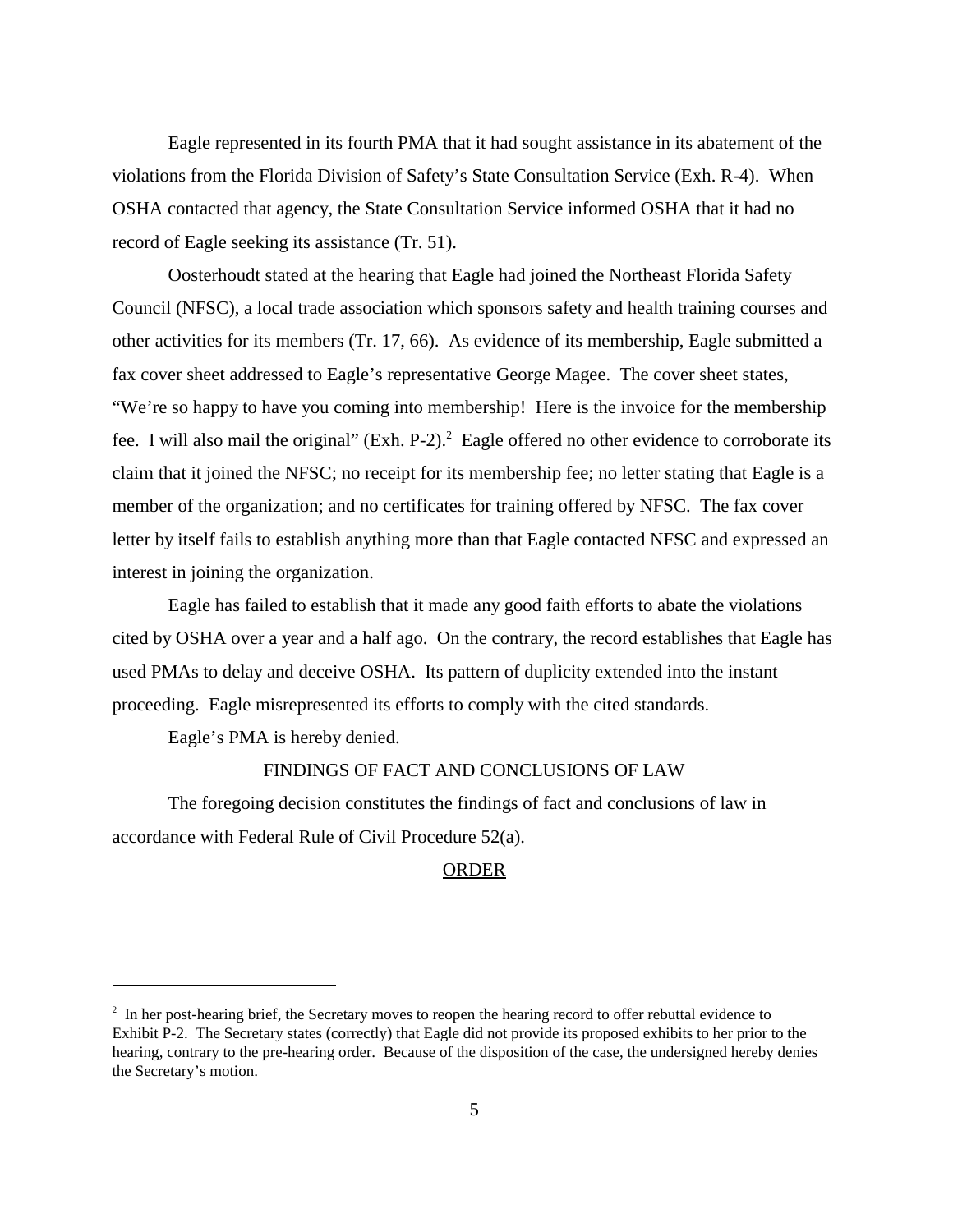Eagle represented in its fourth PMA that it had sought assistance in its abatement of the violations from the Florida Division of Safety's State Consultation Service (Exh. R-4). When OSHA contacted that agency, the State Consultation Service informed OSHA that it had no record of Eagle seeking its assistance (Tr. 51).

Oosterhoudt stated at the hearing that Eagle had joined the Northeast Florida Safety Council (NFSC), a local trade association which sponsors safety and health training courses and other activities for its members (Tr. 17, 66). As evidence of its membership, Eagle submitted a fax cover sheet addressed to Eagle's representative George Magee. The cover sheet states, "We're so happy to have you coming into membership! Here is the invoice for the membership fee. I will also mail the original" (Exh. P-2).[2] Eagle offered no other evidence to corroborate its claim that it joined the NFSC; no receipt for its membership fee; no letter stating that Eagle is a member of the organization; and no certificates for training offered by NFSC. The fax cover letter by itself fails to establish anything more than that Eagle contacted NFSC and expressed an interest in joining the organization.

Eagle has failed to establish that it made any good faith efforts to abate the violations cited by OSHA over a year and a half ago. On the contrary, the record establishes that Eagle has used PMAs to delay and deceive OSHA. Its pattern of duplicity extended into the instant proceeding. Eagle misrepresented its efforts to comply with the cited standards.

Eagle's PMA is hereby denied.

## FINDINGS OF FACT AND CONCLUSIONS OF LAW

The foregoing decision constitutes the findings of fact and conclusions of law in accordance with Federal Rule of Civil Procedure 52(a).

## ORDER

---

[2] In her post-hearing brief, the Secretary moves to reopen the hearing record to offer rebuttal evidence to Exhibit P-2. The Secretary states (correctly) that Eagle did not provide its proposed exhibits to her prior to the hearing, contrary to the pre-hearing order. Because of the disposition of the case, the undersigned hereby denies the Secretary's motion.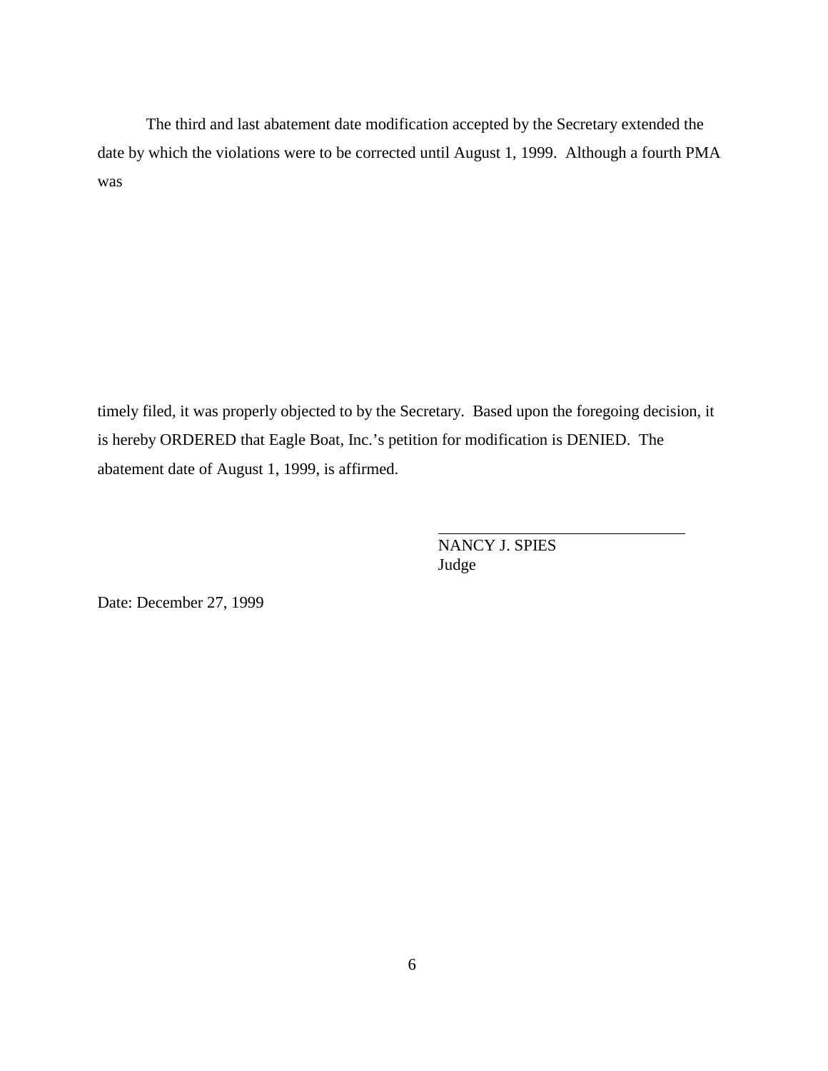The third and last abatement date modification accepted by the Secretary extended the date by which the violations were to be corrected until August 1, 1999. Although a fourth PMA was timely filed, it was properly objected to by the Secretary. Based upon the foregoing decision, it is hereby ORDERED that Eagle Boat, Inc.'s petition for modification is DENIED. The abatement date of August 1, 1999, is affirmed.

NANCY J. SPIES
Judge

Date: December 27, 1999